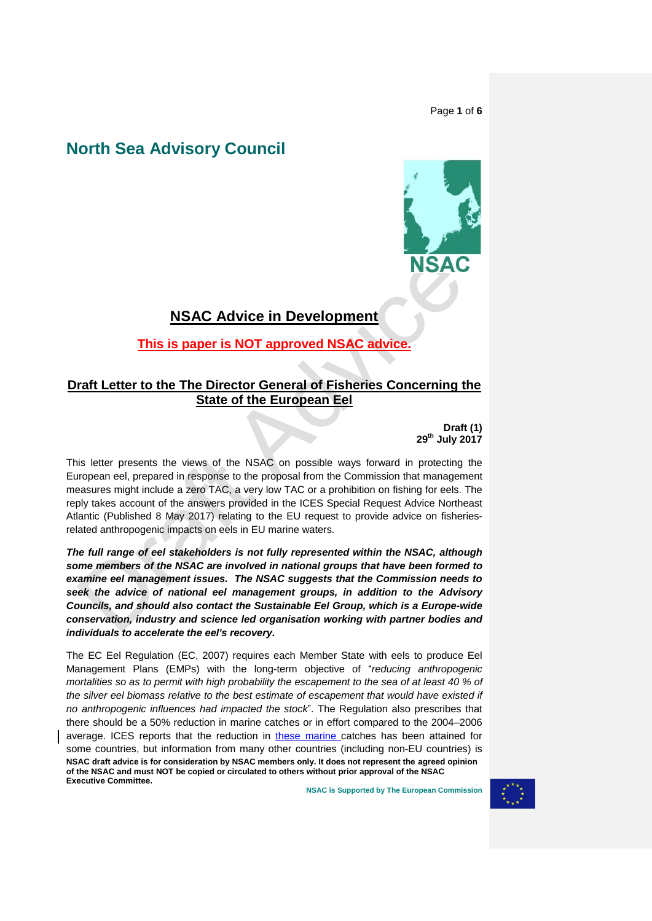# North Sea Advisory Council

## NSAC Advice in Development

**This is paper is NOT approved NSAC advice.**

## Draft Letter to the The Director General of Fisheries Concerning the State of the European Eel

**Draft (1)**
**29th July 2017**

This letter presents the views of the NSAC on possible ways forward in protecting the European eel, prepared in response to the proposal from the Commission that management measures might include a zero TAC, a very low TAC or a prohibition on fishing for eels. The reply takes account of the answers provided in the ICES Special Request Advice Northeast Atlantic (Published 8 May 2017) relating to the EU request to provide advice on fisheries-related anthropogenic impacts on eels in EU marine waters.

***The full range of eel stakeholders is not fully represented within the NSAC, although some members of the NSAC are involved in national groups that have been formed to examine eel management issues. The NSAC suggests that the Commission needs to seek the advice of national eel management groups, in addition to the Advisory Councils, and should also contact the Sustainable Eel Group, which is a Europe-wide conservation, industry and science led organisation working with partner bodies and individuals to accelerate the eel's recovery.***

The EC Eel Regulation (EC, 2007) requires each Member State with eels to produce Eel Management Plans (EMPs) with the long-term objective of "*reducing anthropogenic mortalities so as to permit with high probability the escapement to the sea of at least 40 % of the silver eel biomass relative to the best estimate of escapement that would have existed if no anthropogenic influences had impacted the stock*". The Regulation also prescribes that there should be a 50% reduction in marine catches or in effort compared to the 2004–2006 average. ICES reports that the reduction in these marine catches has been attained for some countries, but information from many other countries (including non-EU countries) is

**NSAC draft advice is for consideration by NSAC members only. It does not represent the agreed opinion of the NSAC and must NOT be copied or circulated to others without prior approval of the NSAC Executive Committee.**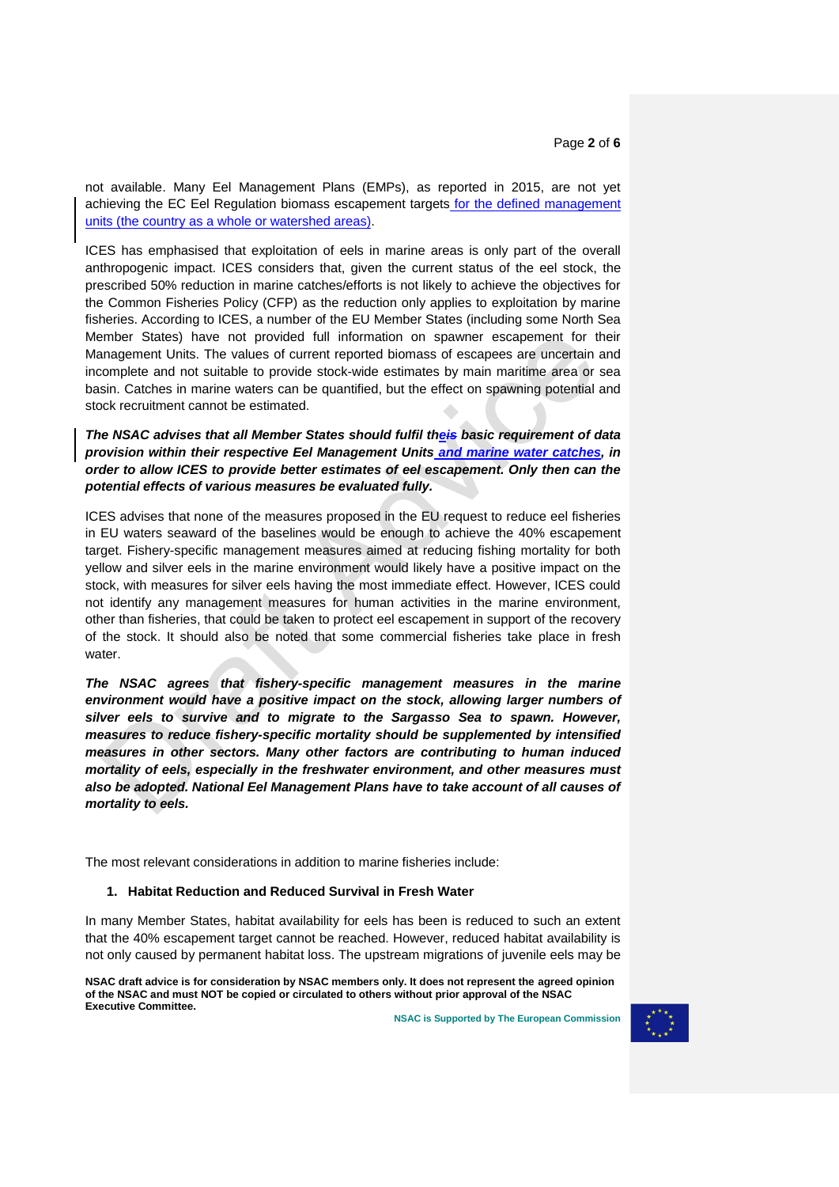not available. Many Eel Management Plans (EMPs), as reported in 2015, are not yet achieving the EC Eel Regulation biomass escapement targets for the defined management units (the country as a whole or watershed areas).

ICES has emphasised that exploitation of eels in marine areas is only part of the overall anthropogenic impact. ICES considers that, given the current status of the eel stock, the prescribed 50% reduction in marine catches/efforts is not likely to achieve the objectives for the Common Fisheries Policy (CFP) as the reduction only applies to exploitation by marine fisheries. According to ICES, a number of the EU Member States (including some North Sea Member States) have not provided full information on spawner escapement for their Management Units. The values of current reported biomass of escapees are uncertain and incomplete and not suitable to provide stock-wide estimates by main maritime area or sea basin. Catches in marine waters can be quantified, but the effect on spawning potential and stock recruitment cannot be estimated.

***The NSAC advises that all Member States should fulfil their basic requirement of data provision within their respective Eel Management Units and marine water catches, in order to allow ICES to provide better estimates of eel escapement. Only then can the potential effects of various measures be evaluated fully.***

ICES advises that none of the measures proposed in the EU request to reduce eel fisheries in EU waters seaward of the baselines would be enough to achieve the 40% escapement target. Fishery-specific management measures aimed at reducing fishing mortality for both yellow and silver eels in the marine environment would likely have a positive impact on the stock, with measures for silver eels having the most immediate effect. However, ICES could not identify any management measures for human activities in the marine environment, other than fisheries, that could be taken to protect eel escapement in support of the recovery of the stock. It should also be noted that some commercial fisheries take place in fresh water.

***The NSAC agrees that fishery-specific management measures in the marine environment would have a positive impact on the stock, allowing larger numbers of silver eels to survive and to migrate to the Sargasso Sea to spawn. However, measures to reduce fishery-specific mortality should be supplemented by intensified measures in other sectors. Many other factors are contributing to human induced mortality of eels, especially in the freshwater environment, and other measures must also be adopted. National Eel Management Plans have to take account of all causes of mortality to eels.***

The most relevant considerations in addition to marine fisheries include:

1. **Habitat Reduction and Reduced Survival in Fresh Water**

In many Member States, habitat availability for eels has been is reduced to such an extent that the 40% escapement target cannot be reached. However, reduced habitat availability is not only caused by permanent habitat loss. The upstream migrations of juvenile eels may be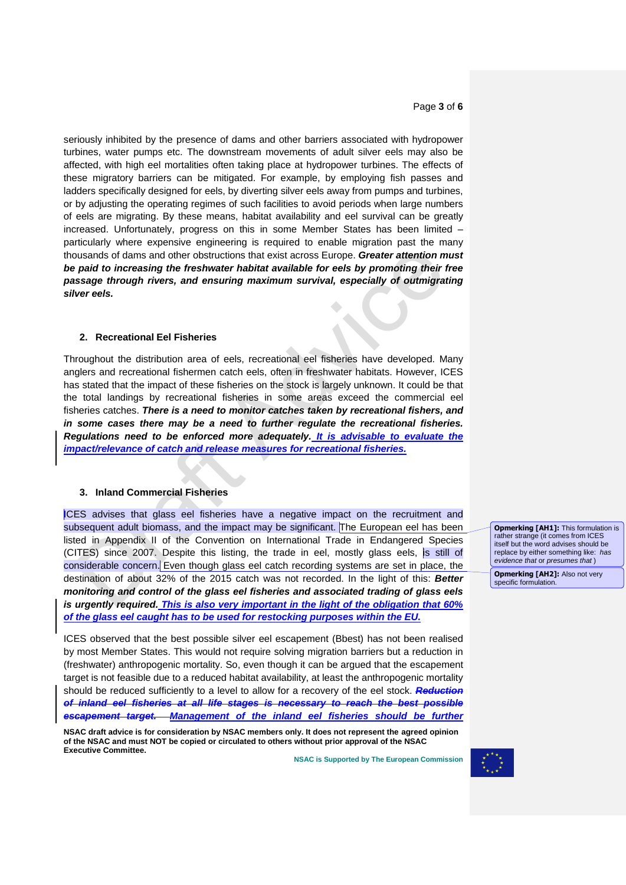seriously inhibited by the presence of dams and other barriers associated with hydropower turbines, water pumps etc. The downstream movements of adult silver eels may also be affected, with high eel mortalities often taking place at hydropower turbines. The effects of these migratory barriers can be mitigated. For example, by employing fish passes and ladders specifically designed for eels, by diverting silver eels away from pumps and turbines, or by adjusting the operating regimes of such facilities to avoid periods when large numbers of eels are migrating. By these means, habitat availability and eel survival can be greatly increased. Unfortunately, progress on this in some Member States has been limited – particularly where expensive engineering is required to enable migration past the many thousands of dams and other obstructions that exist across Europe. ***Greater attention must be paid to increasing the freshwater habitat available for eels by promoting their free passage through rivers, and ensuring maximum survival, especially of outmigrating silver eels.***

## 2. Recreational Eel Fisheries

Throughout the distribution area of eels, recreational eel fisheries have developed. Many anglers and recreational fishermen catch eels, often in freshwater habitats. However, ICES has stated that the impact of these fisheries on the stock is largely unknown. It could be that the total landings by recreational fisheries in some areas exceed the commercial eel fisheries catches. ***There is a need to monitor catches taken by recreational fishers, and in some cases there may be a need to further regulate the recreational fisheries. Regulations need to be enforced more adequately. It is advisable to evaluate the impact/relevance of catch and release measures for recreational fisheries.***

## 3. Inland Commercial Fisheries

ICES advises that glass eel fisheries have a negative impact on the recruitment and subsequent adult biomass, and the impact may be significant. The European eel has been listed in Appendix II of the Convention on International Trade in Endangered Species (CITES) since 2007. Despite this listing, the trade in eel, mostly glass eels, is still of considerable concern. Even though glass eel catch recording systems are set in place, the destination of about 32% of the 2015 catch was not recorded. In the light of this: ***Better monitoring and control of the glass eel fisheries and associated trading of glass eels is urgently required. This is also very important in the light of the obligation that 60% of the glass eel caught has to be used for restocking purposes within the EU.***

ICES observed that the best possible silver eel escapement (Bbest) has not been realised by most Member States. This would not require solving migration barriers but a reduction in (freshwater) anthropogenic mortality. So, even though it can be argued that the escapement target is not feasible due to a reduced habitat availability, at least the anthropogenic mortality should be reduced sufficiently to a level to allow for a recovery of the eel stock. ~~***Reduction of inland eel fisheries at all life stages is necessary to reach the best possible escapement target.***~~ ***Management of the inland eel fisheries should be further***

**Opmerking [AH1]:** This formulation is rather strange (it comes from ICES itself but the word advises should be replace by either something like: *has evidence that* or *presumes that* )

**Opmerking [AH2]:** Also not very specific formulation.

**NSAC draft advice is for consideration by NSAC members only. It does not represent the agreed opinion of the NSAC and must NOT be copied or circulated to others without prior approval of the NSAC Executive Committee.**

NSAC is Supported by The European Commission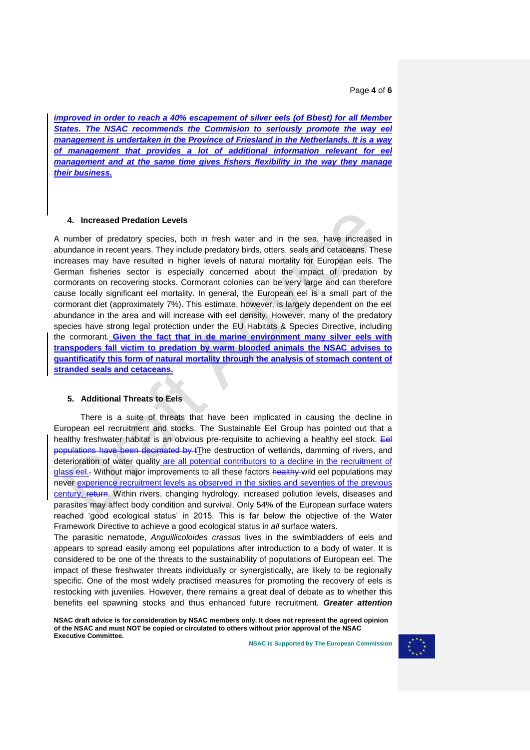***improved in order to reach a 40% escapement of silver eels (of Bbest) for all Member States. The NSAC recommends the Commision to seriously promote the way eel management is undertaken in the Province of Friesland in the Netherlands. It is a way of management that provides a lot of additional information relevant for eel management and at the same time gives fishers flexibility in the way they manage their business.***

### 4. Increased Predation Levels

A number of predatory species, both in fresh water and in the sea, have increased in abundance in recent years. They include predatory birds, otters, seals and cetaceans. These increases may have resulted in higher levels of natural mortality for European eels. The German fisheries sector is especially concerned about the impact of predation by cormorants on recovering stocks. Cormorant colonies can be very large and can therefore cause locally significant eel mortality. In general, the European eel is a small part of the cormorant diet (approximately 7%). This estimate, however, is largely dependent on the eel abundance in the area and will increase with eel density. However, many of the predatory species have strong legal protection under the EU Habitats & Species Directive, including the cormorant. **Given the fact that in de marine environment many silver eels with transpoders fall victim to predation by warm blooded animals the NSAC advises to quantificatify this form of natural mortality through the analysis of stomach content of stranded seals and cetaceans.**

### 5. Additional Threats to Eels

There is a suite of threats that have been implicated in causing the decline in European eel recruitment and stocks. The Sustainable Eel Group has pointed out that a healthy freshwater habitat is an obvious pre-requisite to achieving a healthy eel stock. ~~Eel populations have been decimated by t~~The destruction of wetlands, damming of rivers, and deterioration of water quality are all potential contributors to a decline in the recruitment of glass eel.~~.~~ Without major improvements to all these factors ~~healthy~~ wild eel populations may never experience recruitment levels as observed in the sixties and seventies of the previous century. ~~return~~. Within rivers, changing hydrology, increased pollution levels, diseases and parasites may affect body condition and survival. Only 54% of the European surface waters reached 'good ecological status' in 2015. This is far below the objective of the Water Framework Directive to achieve a good ecological status in *all* surface waters.

The parasitic nematode, *Anguillicoloides crassus* lives in the swimbladders of eels and appears to spread easily among eel populations after introduction to a body of water. It is considered to be one of the threats to the sustainability of populations of European eel. The impact of these freshwater threats individually or synergistically, are likely to be regionally specific. One of the most widely practised measures for promoting the recovery of eels is restocking with juveniles. However, there remains a great deal of debate as to whether this benefits eel spawning stocks and thus enhanced future recruitment. ***Greater attention***

**NSAC draft advice is for consideration by NSAC members only. It does not represent the agreed opinion of the NSAC and must NOT be copied or circulated to others without prior approval of the NSAC Executive Committee.**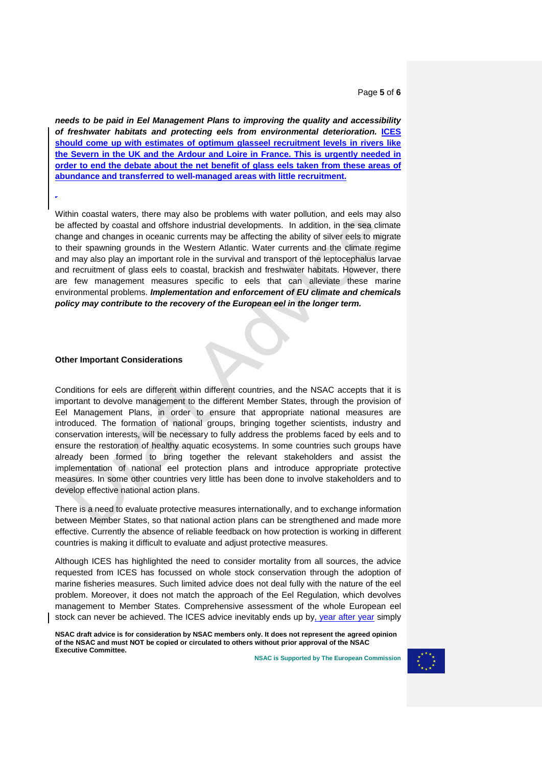***needs to be paid in Eel Management Plans to improving the quality and accessibility of freshwater habitats and protecting eels from environmental deterioration.*** **ICES should come up with estimates of optimum glasseel recruitment levels in rivers like the Severn in the UK and the Ardour and Loire in France. This is urgently needed in order to end the debate about the net benefit of glass eels taken from these areas of abundance and transferred to well-managed areas with little recruitment.**

Within coastal waters, there may also be problems with water pollution, and eels may also be affected by coastal and offshore industrial developments. In addition, in the sea climate change and changes in oceanic currents may be affecting the ability of silver eels to migrate to their spawning grounds in the Western Atlantic. Water currents and the climate regime and may also play an important role in the survival and transport of the leptocephalus larvae and recruitment of glass eels to coastal, brackish and freshwater habitats. However, there are few management measures specific to eels that can alleviate these marine environmental problems. ***Implementation and enforcement of EU climate and chemicals policy may contribute to the recovery of the European eel in the longer term.***

**Other Important Considerations**

Conditions for eels are different within different countries, and the NSAC accepts that it is important to devolve management to the different Member States, through the provision of Eel Management Plans, in order to ensure that appropriate national measures are introduced. The formation of national groups, bringing together scientists, industry and conservation interests, will be necessary to fully address the problems faced by eels and to ensure the restoration of healthy aquatic ecosystems. In some countries such groups have already been formed to bring together the relevant stakeholders and assist the implementation of national eel protection plans and introduce appropriate protective measures. In some other countries very little has been done to involve stakeholders and to develop effective national action plans.

There is a need to evaluate protective measures internationally, and to exchange information between Member States, so that national action plans can be strengthened and made more effective. Currently the absence of reliable feedback on how protection is working in different countries is making it difficult to evaluate and adjust protective measures.

Although ICES has highlighted the need to consider mortality from all sources, the advice requested from ICES has focussed on whole stock conservation through the adoption of marine fisheries measures. Such limited advice does not deal fully with the nature of the eel problem. Moreover, it does not match the approach of the Eel Regulation, which devolves management to Member States. Comprehensive assessment of the whole European eel stock can never be achieved. The ICES advice inevitably ends up by, year after year simply

**NSAC draft advice is for consideration by NSAC members only. It does not represent the agreed opinion of the NSAC and must NOT be copied or circulated to others without prior approval of the NSAC Executive Committee.**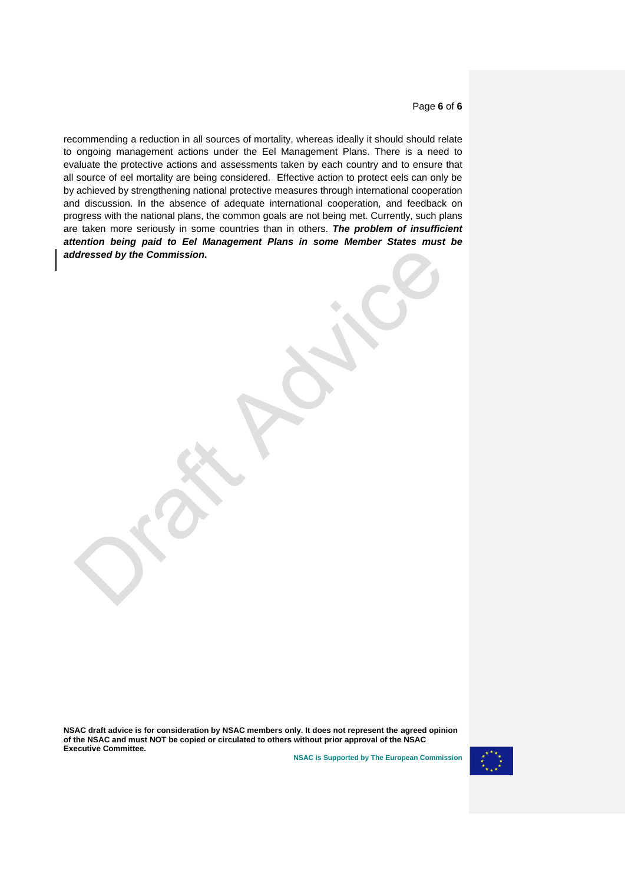recommending a reduction in all sources of mortality, whereas ideally it should should relate to ongoing management actions under the Eel Management Plans. There is a need to evaluate the protective actions and assessments taken by each country and to ensure that all source of eel mortality are being considered. Effective action to protect eels can only be by achieved by strengthening national protective measures through international cooperation and discussion. In the absence of adequate international cooperation, and feedback on progress with the national plans, the common goals are not being met. Currently, such plans are taken more seriously in some countries than in others. ***The problem of insufficient attention being paid to Eel Management Plans in some Member States must be addressed by the Commission.***

**NSAC draft advice is for consideration by NSAC members only. It does not represent the agreed opinion of the NSAC and must NOT be copied or circulated to others without prior approval of the NSAC Executive Committee.**

**NSAC is Supported by The European Commission**